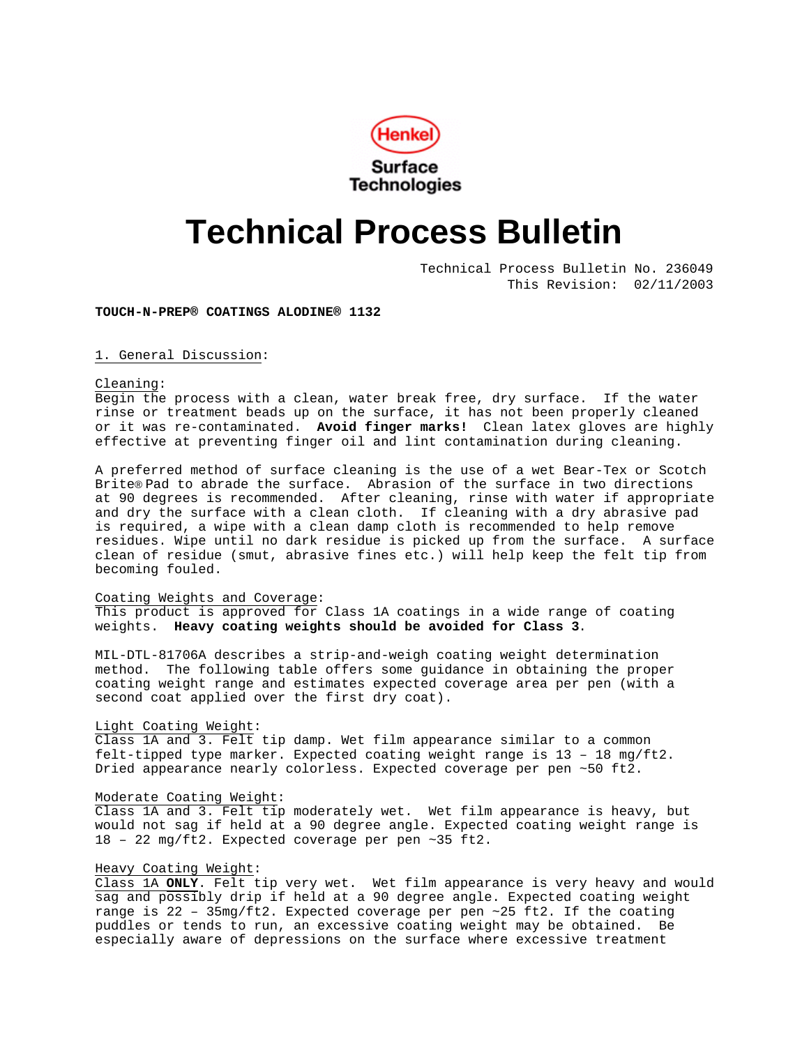Henkel
Surface Technologies

# Technical Process Bulletin

Technical Process Bulletin No. 236049
This Revision: 02/11/2003

**TOUCH-N-PREP® COATINGS ALODINE® 1132**

## 1. General Discussion:

Cleaning:
Begin the process with a clean, water break free, dry surface. If the water rinse or treatment beads up on the surface, it has not been properly cleaned or it was re-contaminated. **Avoid finger marks!** Clean latex gloves are highly effective at preventing finger oil and lint contamination during cleaning.

A preferred method of surface cleaning is the use of a wet Bear-Tex or Scotch Brite® Pad to abrade the surface. Abrasion of the surface in two directions at 90 degrees is recommended. After cleaning, rinse with water if appropriate and dry the surface with a clean cloth. If cleaning with a dry abrasive pad is required, a wipe with a clean damp cloth is recommended to help remove residues. Wipe until no dark residue is picked up from the surface. A surface clean of residue (smut, abrasive fines etc.) will help keep the felt tip from becoming fouled.

Coating Weights and Coverage:
This product is approved for Class 1A coatings in a wide range of coating weights. **Heavy coating weights should be avoided for Class 3**.

MIL-DTL-81706A describes a strip-and-weigh coating weight determination method. The following table offers some guidance in obtaining the proper coating weight range and estimates expected coverage area per pen (with a second coat applied over the first dry coat).

Light Coating Weight:
Class 1A and 3. Felt tip damp. Wet film appearance similar to a common felt-tipped type marker. Expected coating weight range is 13 – 18 mg/ft2. Dried appearance nearly colorless. Expected coverage per pen ~50 ft2.

Moderate Coating Weight:
Class 1A and 3. Felt tip moderately wet. Wet film appearance is heavy, but would not sag if held at a 90 degree angle. Expected coating weight range is 18 – 22 mg/ft2. Expected coverage per pen ~35 ft2.

Heavy Coating Weight:
Class 1A **ONLY**. Felt tip very wet. Wet film appearance is very heavy and would sag and possibly drip if held at a 90 degree angle. Expected coating weight range is 22 – 35mg/ft2. Expected coverage per pen ~25 ft2. If the coating puddles or tends to run, an excessive coating weight may be obtained. Be especially aware of depressions on the surface where excessive treatment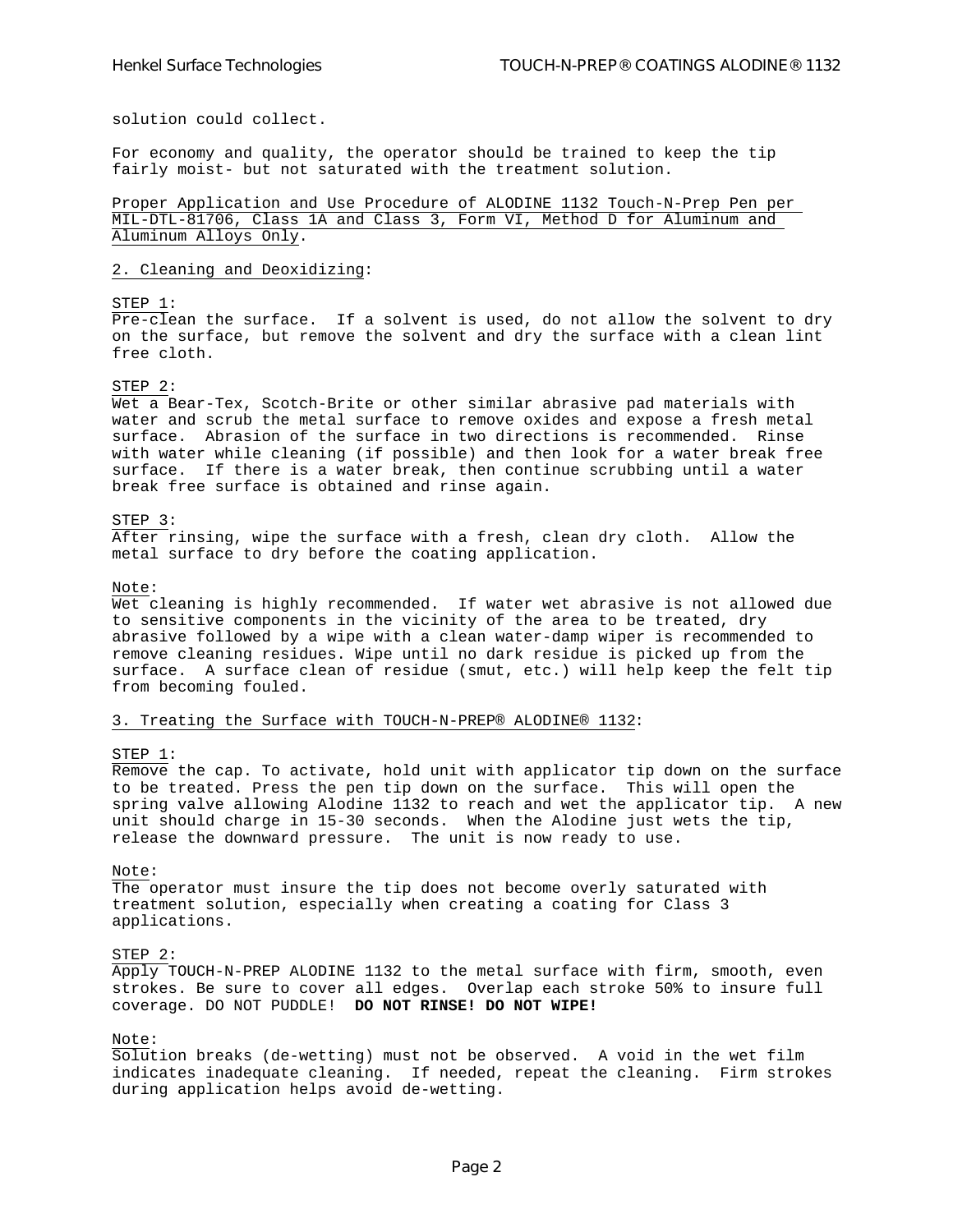solution could collect.

For economy and quality, the operator should be trained to keep the tip fairly moist- but not saturated with the treatment solution.

Proper Application and Use Procedure of ALODINE 1132 Touch-N-Prep Pen per MIL-DTL-81706, Class 1A and Class 3, Form VI, Method D for Aluminum and Aluminum Alloys Only.

2. Cleaning and Deoxidizing:

STEP 1:
Pre-clean the surface. If a solvent is used, do not allow the solvent to dry on the surface, but remove the solvent and dry the surface with a clean lint free cloth.

STEP 2:
Wet a Bear-Tex, Scotch-Brite or other similar abrasive pad materials with water and scrub the metal surface to remove oxides and expose a fresh metal surface. Abrasion of the surface in two directions is recommended. Rinse with water while cleaning (if possible) and then look for a water break free surface. If there is a water break, then continue scrubbing until a water break free surface is obtained and rinse again.

STEP 3:
After rinsing, wipe the surface with a fresh, clean dry cloth. Allow the metal surface to dry before the coating application.

Note:
Wet cleaning is highly recommended. If water wet abrasive is not allowed due to sensitive components in the vicinity of the area to be treated, dry abrasive followed by a wipe with a clean water-damp wiper is recommended to remove cleaning residues. Wipe until no dark residue is picked up from the surface. A surface clean of residue (smut, etc.) will help keep the felt tip from becoming fouled.

3. Treating the Surface with TOUCH-N-PREP® ALODINE® 1132:

STEP 1:
Remove the cap. To activate, hold unit with applicator tip down on the surface to be treated. Press the pen tip down on the surface. This will open the spring valve allowing Alodine 1132 to reach and wet the applicator tip. A new unit should charge in 15-30 seconds. When the Alodine just wets the tip, release the downward pressure. The unit is now ready to use.

Note:
The operator must insure the tip does not become overly saturated with treatment solution, especially when creating a coating for Class 3 applications.

STEP 2:
Apply TOUCH-N-PREP ALODINE 1132 to the metal surface with firm, smooth, even strokes. Be sure to cover all edges. Overlap each stroke 50% to insure full coverage. DO NOT PUDDLE! **DO NOT RINSE! DO NOT WIPE!**

Note:
Solution breaks (de-wetting) must not be observed. A void in the wet film indicates inadequate cleaning. If needed, repeat the cleaning. Firm strokes during application helps avoid de-wetting.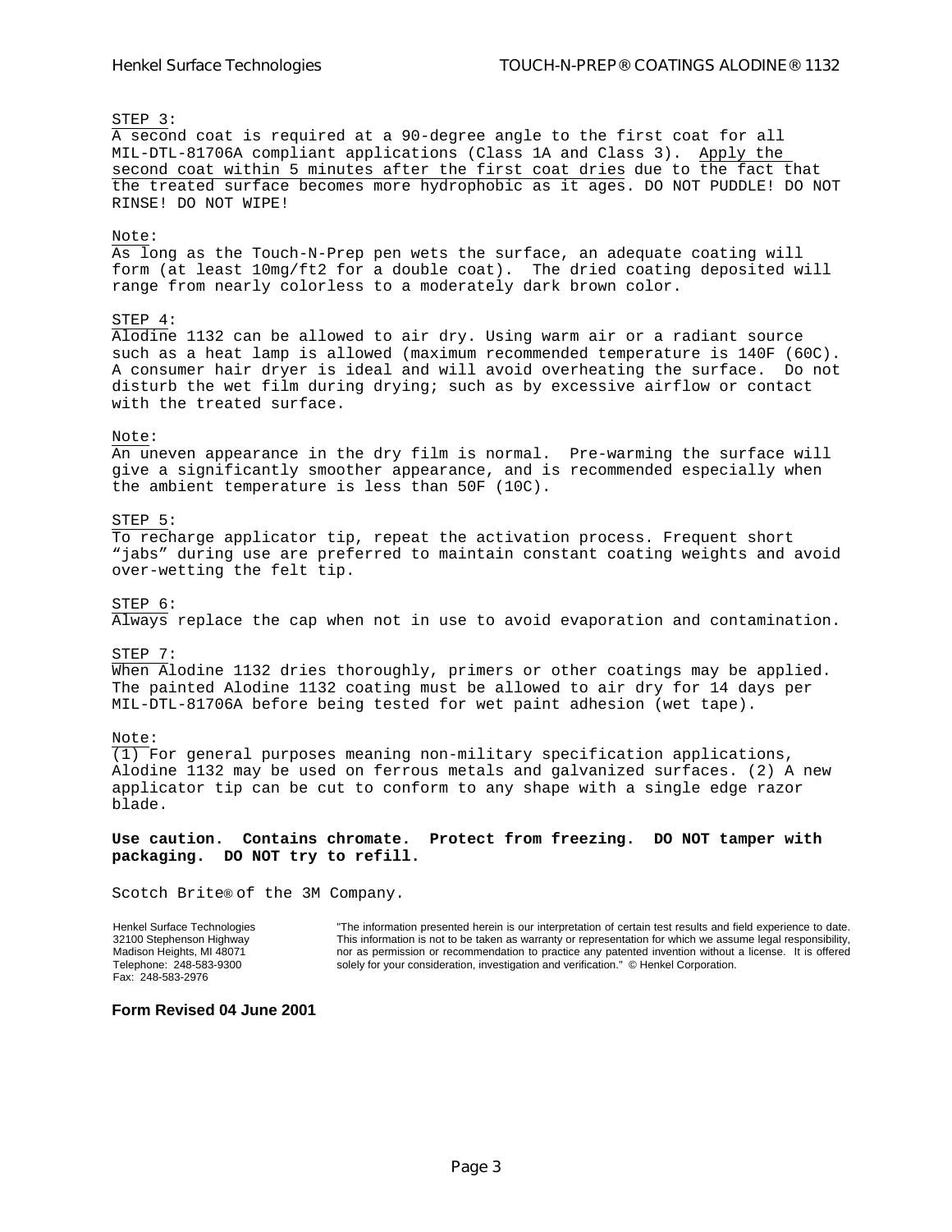STEP 3:
A second coat is required at a 90-degree angle to the first coat for all MIL-DTL-81706A compliant applications (Class 1A and Class 3). Apply the second coat within 5 minutes after the first coat dries due to the fact that the treated surface becomes more hydrophobic as it ages. DO NOT PUDDLE! DO NOT RINSE! DO NOT WIPE!

Note:
As long as the Touch-N-Prep pen wets the surface, an adequate coating will form (at least 10mg/ft2 for a double coat). The dried coating deposited will range from nearly colorless to a moderately dark brown color.

STEP 4:
Alodine 1132 can be allowed to air dry. Using warm air or a radiant source such as a heat lamp is allowed (maximum recommended temperature is 140F (60C). A consumer hair dryer is ideal and will avoid overheating the surface. Do not disturb the wet film during drying; such as by excessive airflow or contact with the treated surface.

Note:
An uneven appearance in the dry film is normal. Pre-warming the surface will give a significantly smoother appearance, and is recommended especially when the ambient temperature is less than 50F (10C).

STEP 5:
To recharge applicator tip, repeat the activation process. Frequent short "jabs" during use are preferred to maintain constant coating weights and avoid over-wetting the felt tip.

STEP 6:
Always replace the cap when not in use to avoid evaporation and contamination.

STEP 7:
When Alodine 1132 dries thoroughly, primers or other coatings may be applied. The painted Alodine 1132 coating must be allowed to air dry for 14 days per MIL-DTL-81706A before being tested for wet paint adhesion (wet tape).

Note:
(1) For general purposes meaning non-military specification applications, Alodine 1132 may be used on ferrous metals and galvanized surfaces. (2) A new applicator tip can be cut to conform to any shape with a single edge razor blade.

**Use caution. Contains chromate. Protect from freezing. DO NOT tamper with packaging. DO NOT try to refill.**

Scotch Brite® of the 3M Company.

Henkel Surface Technologies
32100 Stephenson Highway
Madison Heights, MI 48071
Telephone: 248-583-9300
Fax: 248-583-2976

"The information presented herein is our interpretation of certain test results and field experience to date. This information is not to be taken as warranty or representation for which we assume legal responsibility, nor as permission or recommendation to practice any patented invention without a license. It is offered solely for your consideration, investigation and verification." © Henkel Corporation.

**Form Revised 04 June 2001**